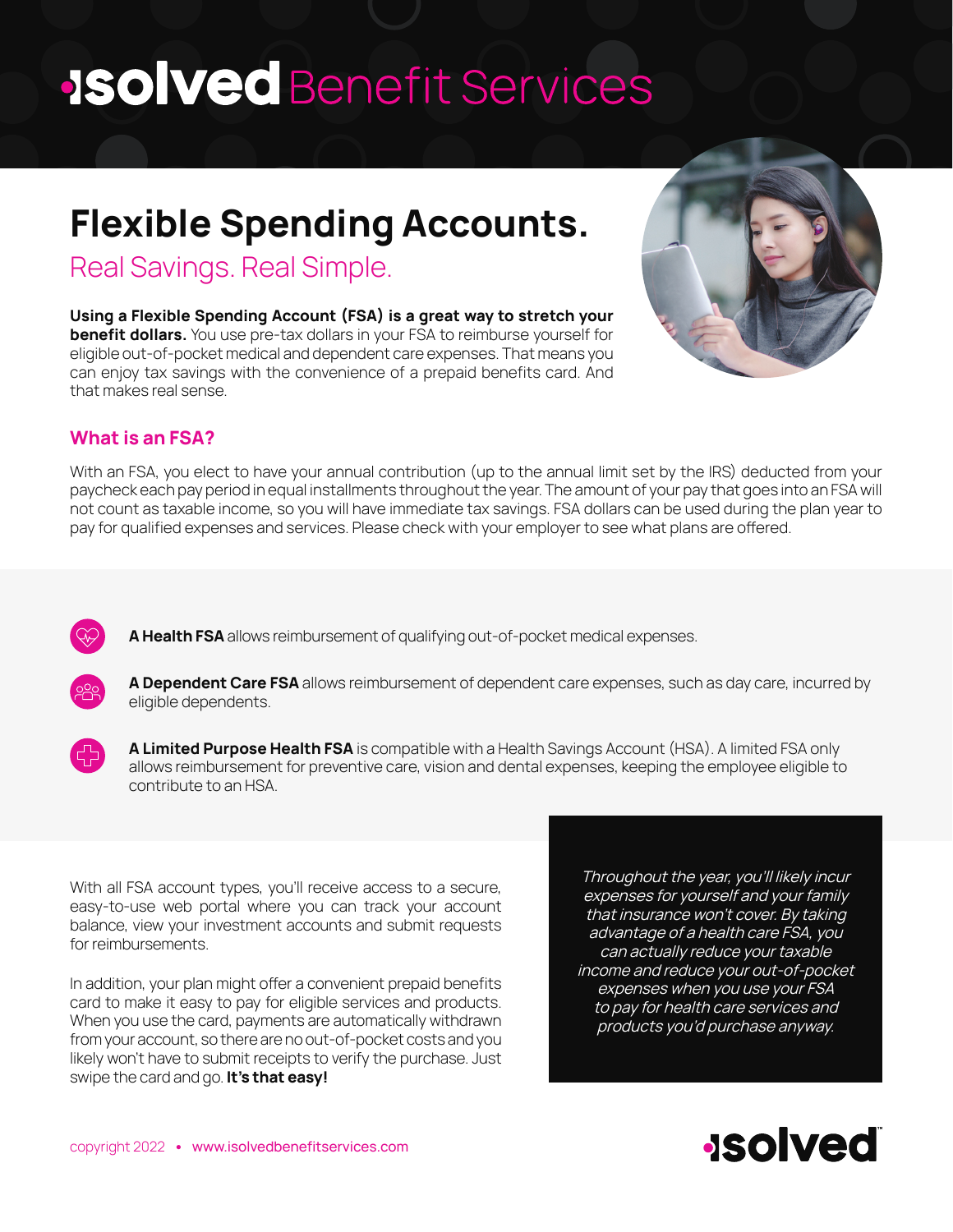# isolved Benefit Services

## Flexible Spending Accounts.

### Real Savings. Real Simple.

**Using a Flexible Spending Account (FSA) is a great way to stretch your benefit dollars.** You use pre-tax dollars in your FSA to reimburse yourself for eligible out-of-pocket medical and dependent care expenses. That means you can enjoy tax savings with the convenience of a prepaid benefits card. And that makes real sense.

### What is an FSA?

With an FSA, you elect to have your annual contribution (up to the annual limit set by the IRS) deducted from your paycheck each pay period in equal installments throughout the year. The amount of your pay that goes into an FSA will not count as taxable income, so you will have immediate tax savings. FSA dollars can be used during the plan year to pay for qualified expenses and services. Please check with your employer to see what plans are offered.

- **A Health FSA** allows reimbursement of qualifying out-of-pocket medical expenses.
- **A Dependent Care FSA** allows reimbursement of dependent care expenses, such as day care, incurred by eligible dependents.
- **A Limited Purpose Health FSA** is compatible with a Health Savings Account (HSA). A limited FSA only allows reimbursement for preventive care, vision and dental expenses, keeping the employee eligible to contribute to an HSA.

With all FSA account types, you'll receive access to a secure, easy-to-use web portal where you can track your account balance, view your investment accounts and submit requests for reimbursements.

In addition, your plan might offer a convenient prepaid benefits card to make it easy to pay for eligible services and products. When you use the card, payments are automatically withdrawn from your account, so there are no out-of-pocket costs and you likely won't have to submit receipts to verify the purchase. Just swipe the card and go. **It's that easy!**

*Throughout the year, you'll likely incur expenses for yourself and your family that insurance won't cover. By taking advantage of a health care FSA, you can actually reduce your taxable income and reduce your out-of-pocket expenses when you use your FSA to pay for health care services and products you'd purchase anyway.*

copyright 2022 • www.isolvedbenefitservices.com

isolved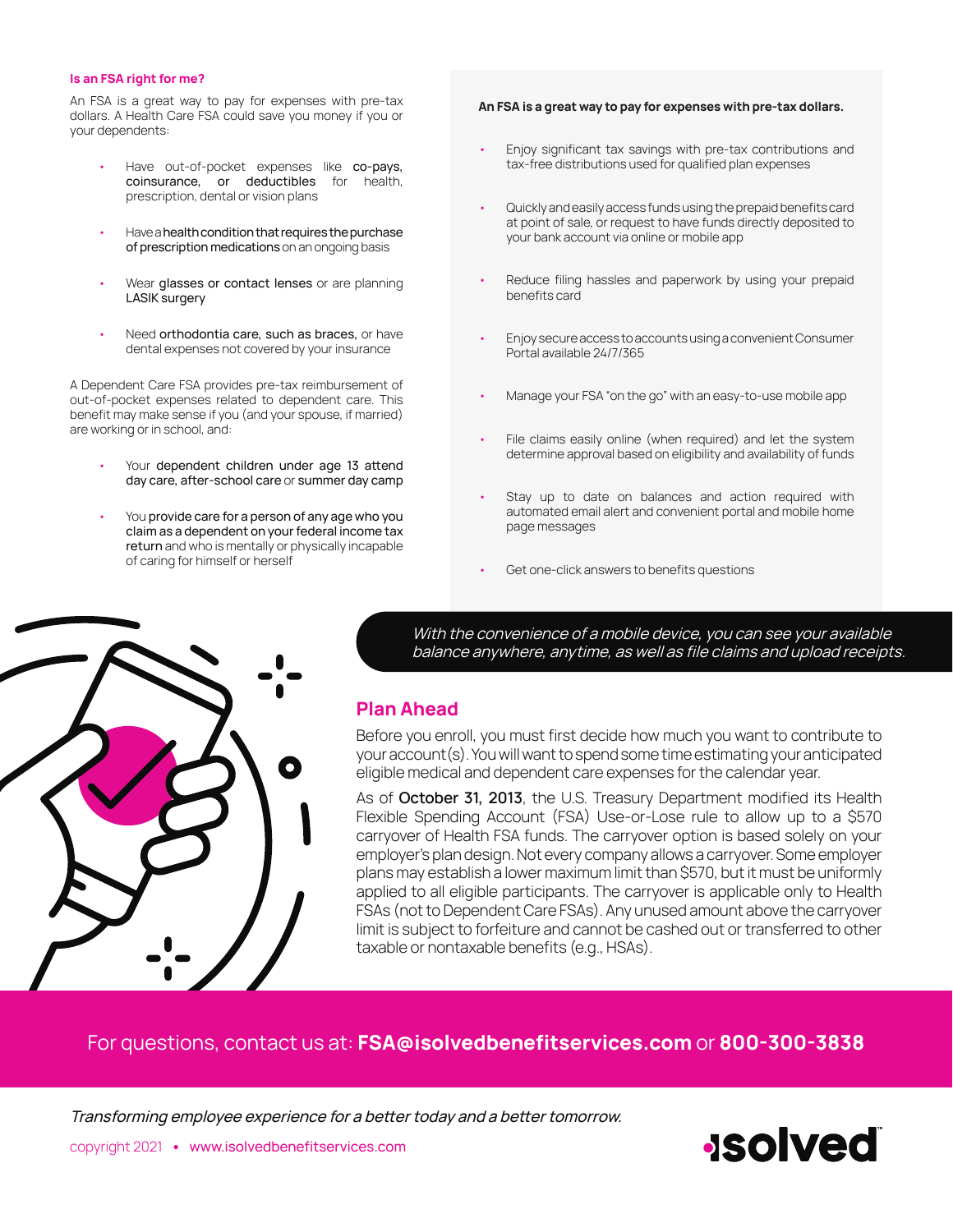### Is an FSA right for me?

An FSA is a great way to pay for expenses with pre-tax dollars. A Health Care FSA could save you money if you or your dependents:

- Have out-of-pocket expenses like **co-pays, coinsurance, or deductibles** for health, prescription, dental or vision plans
- Have a **health condition that requires the purchase of prescription medications** on an ongoing basis
- Wear **glasses or contact lenses** or are planning **LASIK surgery**
- Need **orthodontia care, such as braces,** or have dental expenses not covered by your insurance

A Dependent Care FSA provides pre-tax reimbursement of out-of-pocket expenses related to dependent care. This benefit may make sense if you (and your spouse, if married) are working or in school, and:

- Your **dependent children under age 13** attend **day care, after-school care** or **summer day camp**
- You **provide care for a person of any age who you claim as a dependent on your federal income tax return** and who is mentally or physically incapable of caring for himself or herself

**An FSA is a great way to pay for expenses with pre-tax dollars.**

- Enjoy significant tax savings with pre-tax contributions and tax-free distributions used for qualified plan expenses
- Quickly and easily access funds using the prepaid benefits card at point of sale, or request to have funds directly deposited to your bank account via online or mobile app
- Reduce filing hassles and paperwork by using your prepaid benefits card
- Enjoy secure access to accounts using a convenient Consumer Portal available 24/7/365
- Manage your FSA "on the go" with an easy-to-use mobile app
- File claims easily online (when required) and let the system determine approval based on eligibility and availability of funds
- Stay up to date on balances and action required with automated email alert and convenient portal and mobile home page messages
- Get one-click answers to benefits questions

*With the convenience of a mobile device, you can see your available balance anywhere, anytime, as well as file claims and upload receipts.*

## Plan Ahead

Before you enroll, you must first decide how much you want to contribute to your account(s). You will want to spend some time estimating your anticipated eligible medical and dependent care expenses for the calendar year.

As of **October 31, 2013**, the U.S. Treasury Department modified its Health Flexible Spending Account (FSA) Use-or-Lose rule to allow up to a $570 carryover of Health FSA funds. The carryover option is based solely on your employer's plan design. Not every company allows a carryover. Some employer plans may establish a lower maximum limit than $570, but it must be uniformly applied to all eligible participants. The carryover is applicable only to Health FSAs (not to Dependent Care FSAs). Any unused amount above the carryover limit is subject to forfeiture and cannot be cashed out or transferred to other taxable or nontaxable benefits (e.g., HSAs).

For questions, contact us at: **FSA@isolvedbenefitservices.com** or **800-300-3838**

*Transforming employee experience for a better today and a better tomorrow.*

copyright 2021 • www.isolvedbenefitservices.com

isolved